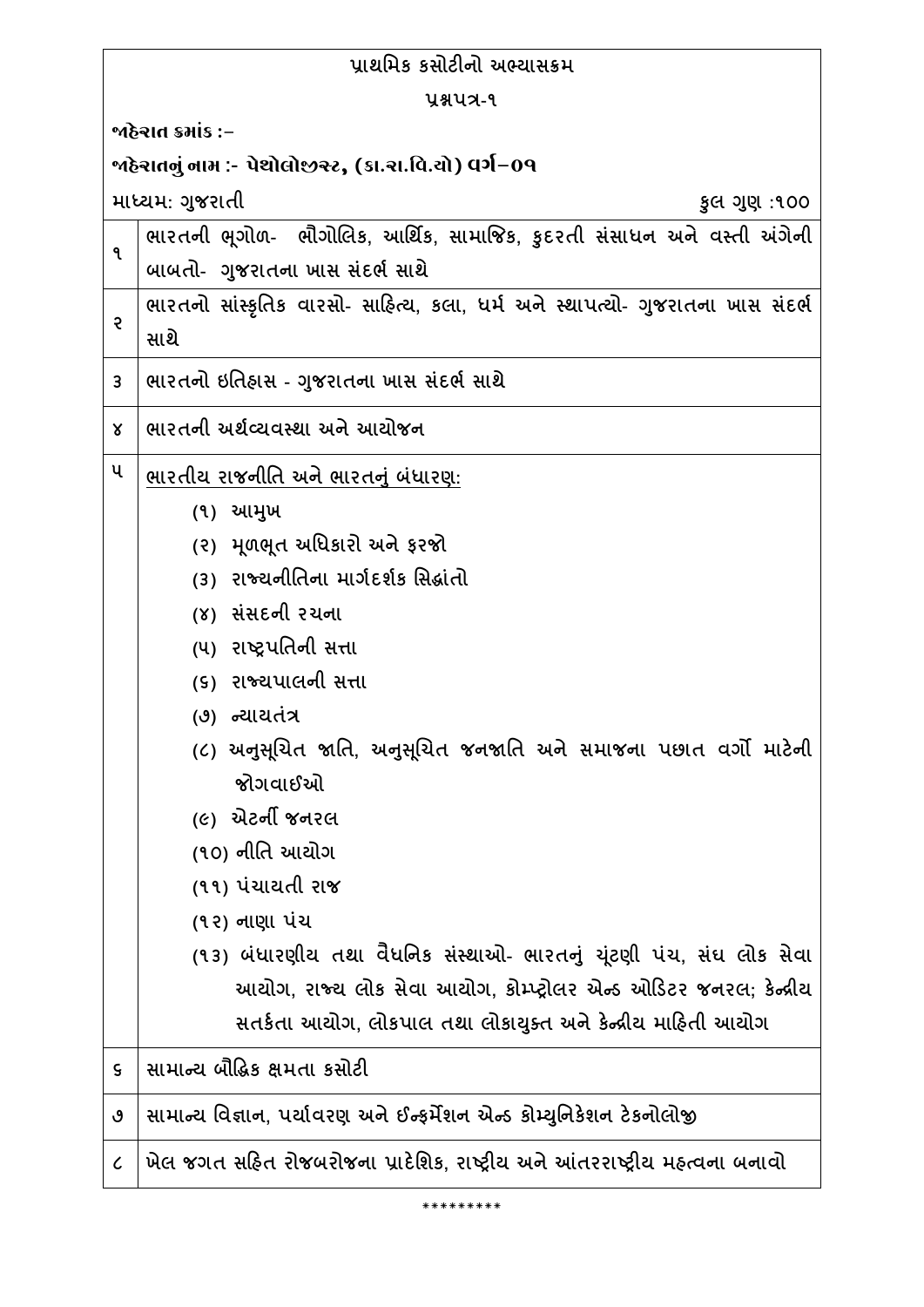## પ્રાથમિક કસોટીનો અભ્યાસક્રમ

## પ્રશ્નપત્ર-૧

**જાહેરાત ક્રમાંક :–**

**જાહેરાતનું નામ :- પેથોલોજીસ્ટ, (કા.રા.વિ.યો) વર્ગ–૦૧**

માધ્યમ: ગુજરાતી | કુલ ગુણ :૧૦૦

| | |
|---|---|
| ૧ | ભારતની ભૂગોળ- ભૌગોલિક, આર્થિક, સામાજિક, કુદરતી સંસાધન અને વસ્તી અંગેની બાબતો- ગુજરાતના ખાસ સંદર્ભ સાથે |
| ૨ | ભારતનો સાંસ્કૃતિક વારસો- સાહિત્ય, કલા, ધર્મ અને સ્થાપત્યો- ગુજરાતના ખાસ સંદર્ભ સાથે |
| ૩ | ભારતનો ઇતિહાસ - ગુજરાતના ખાસ સંદર્ભ સાથે |
| ૪ | ભારતની અર્થવ્યવસ્થા અને આયોજન |
| ૫ | <u>ભારતીય રાજનીતિ અને ભારતનું બંધારણ:</u><br>(૧) આમુખ<br>(૨) મૂળભૂત અધિકારો અને ફરજો<br>(૩) રાજ્યનીતિના માર્ગદર્શક સિદ્ધાંતો<br>(૪) સંસદની રચના<br>(૫) રાષ્ટ્રપતિની સત્તા<br>(૬) રાજ્યપાલની સત્તા<br>(૭) ન્યાયતંત્ર<br>(૮) અનુસૂચિત જાતિ, અનુસૂચિત જનજાતિ અને સમાજના પછાત વર્ગો માટેની જોગવાઈઓ<br>(૯) એટર્ની જનરલ<br>(૧૦) નીતિ આયોગ<br>(૧૧) પંચાયતી રાજ<br>(૧૨) નાણા પંચ<br>(૧૩) બંધારણીય તથા વૈધનિક સંસ્થાઓ- ભારતનું ચૂંટણી પંચ, સંઘ લોક સેવા આયોગ, રાજ્ય લોક સેવા આયોગ, કોમ્પ્ટ્રોલર એન્ડ ઓડિટર જનરલ; કેન્દ્રીય સતર્કતા આયોગ, લોકપાલ તથા લોકાયુક્ત અને કેન્દ્રીય માહિતી આયોગ |
| ૬ | સામાન્ય બૌદ્ધિક ક્ષમતા કસોટી |
| ૭ | સામાન્ય વિજ્ઞાન, પર્યાવરણ અને ઈન્ફર્મેશન એન્ડ કોમ્યુનિકેશન ટેકનોલોજી |
| ૮ | ખેલ જગત સહિત રોજબરોજના પ્રાદેશિક, રાષ્ટ્રીય અને આંતરરાષ્ટ્રીય મહત્વના બનાવો |

*********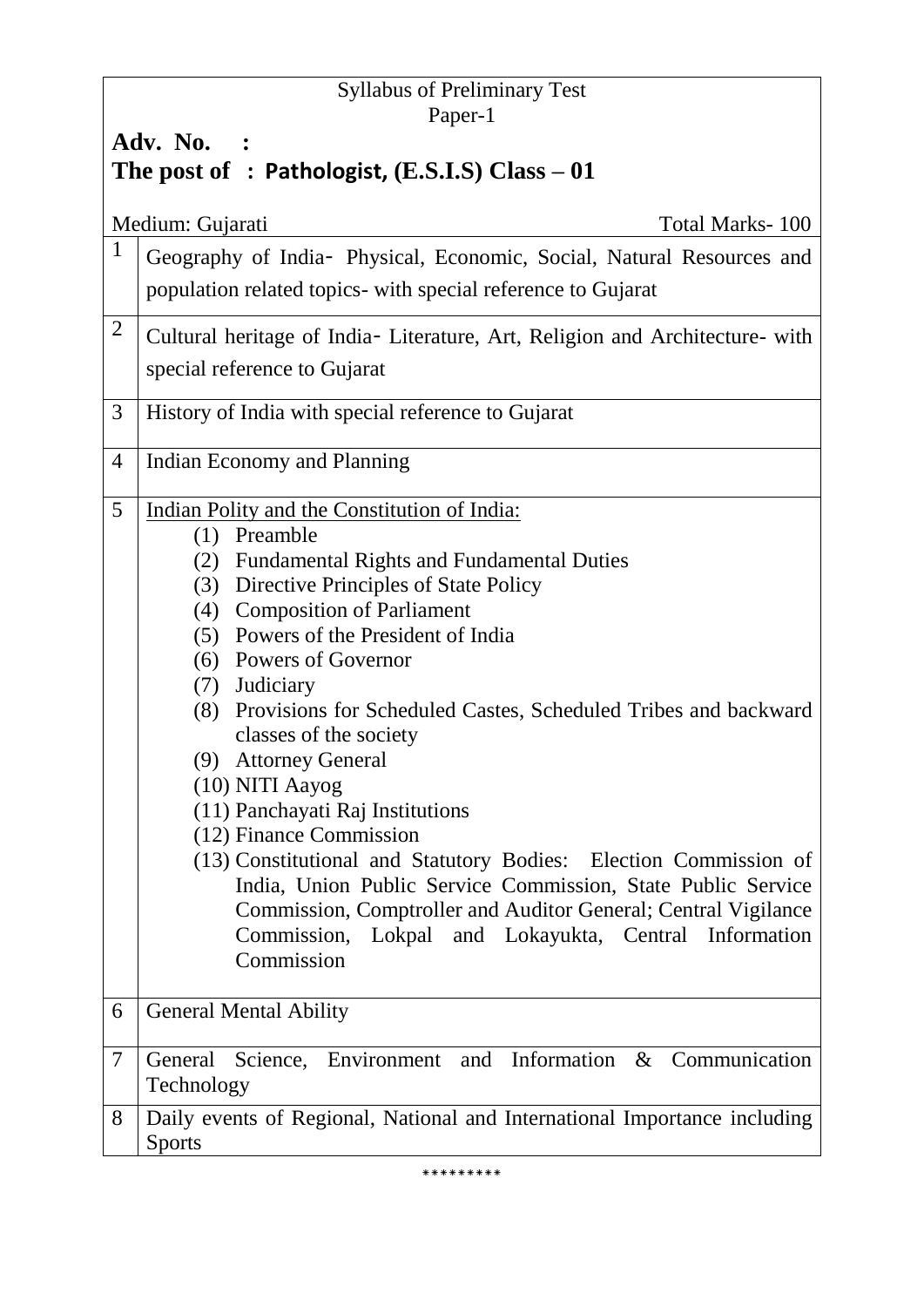Syllabus of Preliminary Test

Paper-1

**Adv. No. :**

**The post of : Pathologist, (E.S.I.S) Class – 01**

Medium: Gujarati | Total Marks- 100

| | |
|---|---|
| 1 | Geography of India‑ Physical, Economic, Social, Natural Resources and population related topics- with special reference to Gujarat |
| 2 | Cultural heritage of India‑ Literature, Art, Religion and Architecture- with special reference to Gujarat |
| 3 | History of India with special reference to Gujarat |
| 4 | Indian Economy and Planning |
| 5 | Indian Polity and the Constitution of India:<br>(1) Preamble<br>(2) Fundamental Rights and Fundamental Duties<br>(3) Directive Principles of State Policy<br>(4) Composition of Parliament<br>(5) Powers of the President of India<br>(6) Powers of Governor<br>(7) Judiciary<br>(8) Provisions for Scheduled Castes, Scheduled Tribes and backward classes of the society<br>(9) Attorney General<br>(10) NITI Aayog<br>(11) Panchayati Raj Institutions<br>(12) Finance Commission<br>(13) Constitutional and Statutory Bodies: Election Commission of India, Union Public Service Commission, State Public Service Commission, Comptroller and Auditor General; Central Vigilance Commission, Lokpal and Lokayukta, Central Information Commission |
| 6 | General Mental Ability |
| 7 | General Science, Environment and Information & Communication Technology |
| 8 | Daily events of Regional, National and International Importance including Sports |

*********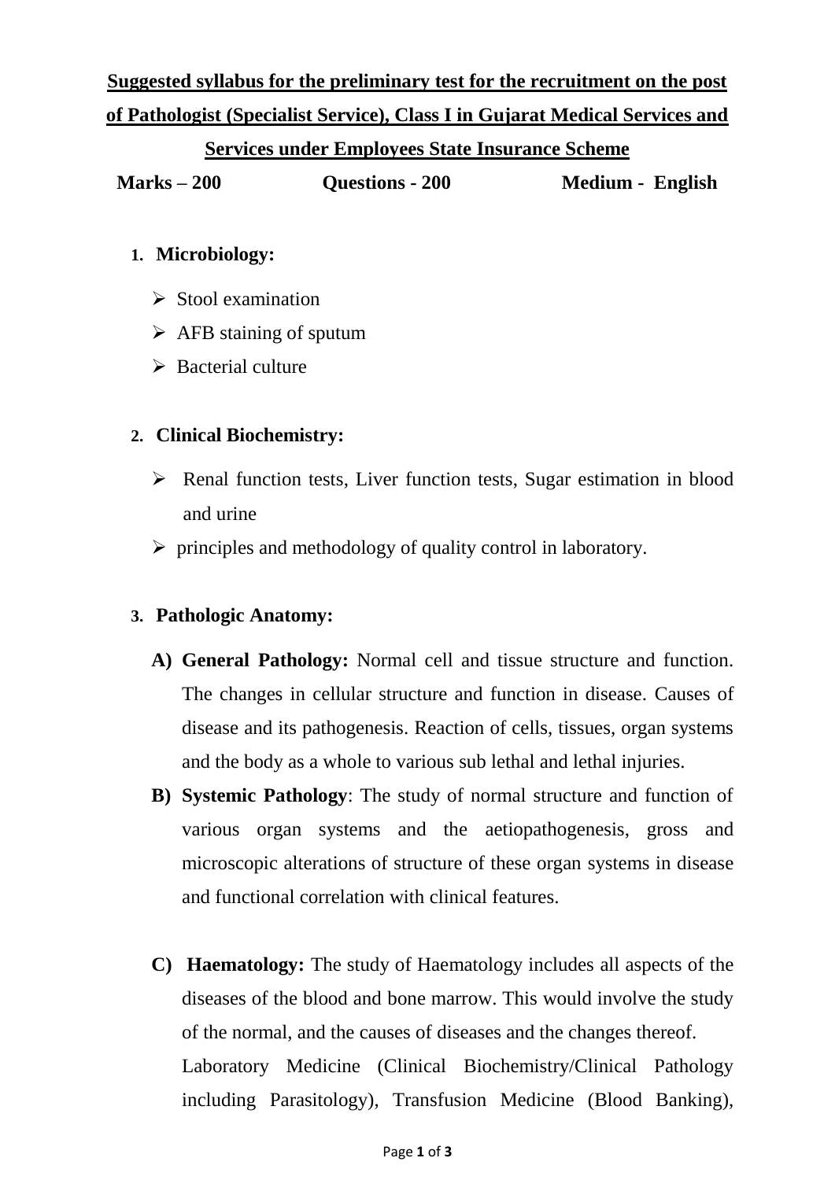**Suggested syllabus for the preliminary test for the recruitment on the post of Pathologist (Specialist Service), Class I in Gujarat Medical Services and Services under Employees State Insurance Scheme**

**Marks – 200** **Questions - 200** **Medium - English**

1. **Microbiology:**
   - Stool examination
   - AFB staining of sputum
   - Bacterial culture

2. **Clinical Biochemistry:**
   - Renal function tests, Liver function tests, Sugar estimation in blood and urine
   - principles and methodology of quality control in laboratory.

3. **Pathologic Anatomy:**

   **A) General Pathology:** Normal cell and tissue structure and function. The changes in cellular structure and function in disease. Causes of disease and its pathogenesis. Reaction of cells, tissues, organ systems and the body as a whole to various sub lethal and lethal injuries.

   **B) Systemic Pathology**: The study of normal structure and function of various organ systems and the aetiopathogenesis, gross and microscopic alterations of structure of these organ systems in disease and functional correlation with clinical features.

   **C) Haematology:** The study of Haematology includes all aspects of the diseases of the blood and bone marrow. This would involve the study of the normal, and the causes of diseases and the changes thereof.
   Laboratory Medicine (Clinical Biochemistry/Clinical Pathology including Parasitology), Transfusion Medicine (Blood Banking),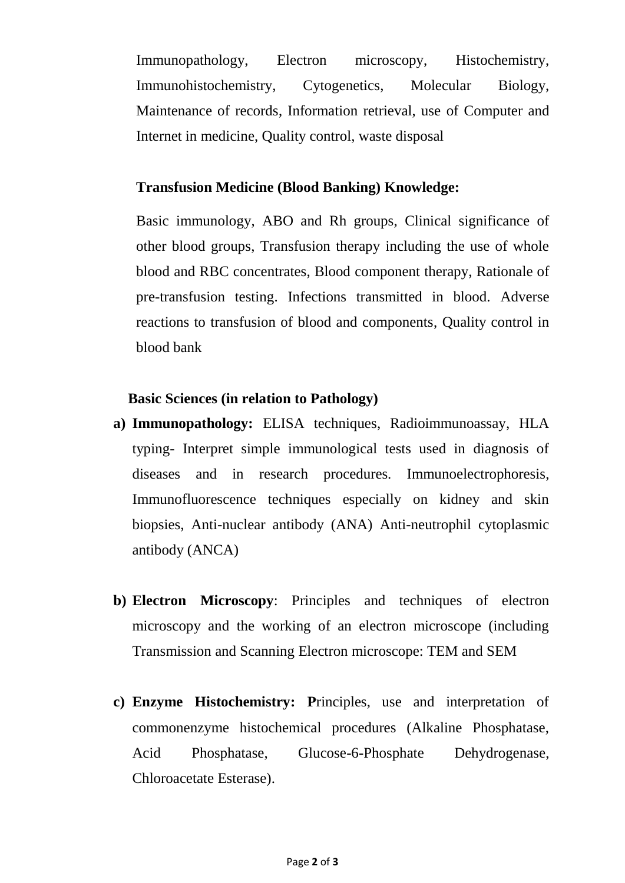Immunopathology, Electron microscopy, Histochemistry, Immunohistochemistry, Cytogenetics, Molecular Biology, Maintenance of records, Information retrieval, use of Computer and Internet in medicine, Quality control, waste disposal

**Transfusion Medicine (Blood Banking) Knowledge:**

Basic immunology, ABO and Rh groups, Clinical significance of other blood groups, Transfusion therapy including the use of whole blood and RBC concentrates, Blood component therapy, Rationale of pre-transfusion testing. Infections transmitted in blood. Adverse reactions to transfusion of blood and components, Quality control in blood bank

**Basic Sciences (in relation to Pathology)**

a) **Immunopathology:** ELISA techniques, Radioimmunoassay, HLA typing- Interpret simple immunological tests used in diagnosis of diseases and in research procedures. Immunoelectrophoresis, Immunofluorescence techniques especially on kidney and skin biopsies, Anti-nuclear antibody (ANA) Anti-neutrophil cytoplasmic antibody (ANCA)

b) **Electron Microscopy**: Principles and techniques of electron microscopy and the working of an electron microscope (including Transmission and Scanning Electron microscope: TEM and SEM

c) **Enzyme Histochemistry: P**rinciples, use and interpretation of commonenzyme histochemical procedures (Alkaline Phosphatase, Acid Phosphatase, Glucose-6-Phosphate Dehydrogenase, Chloroacetate Esterase).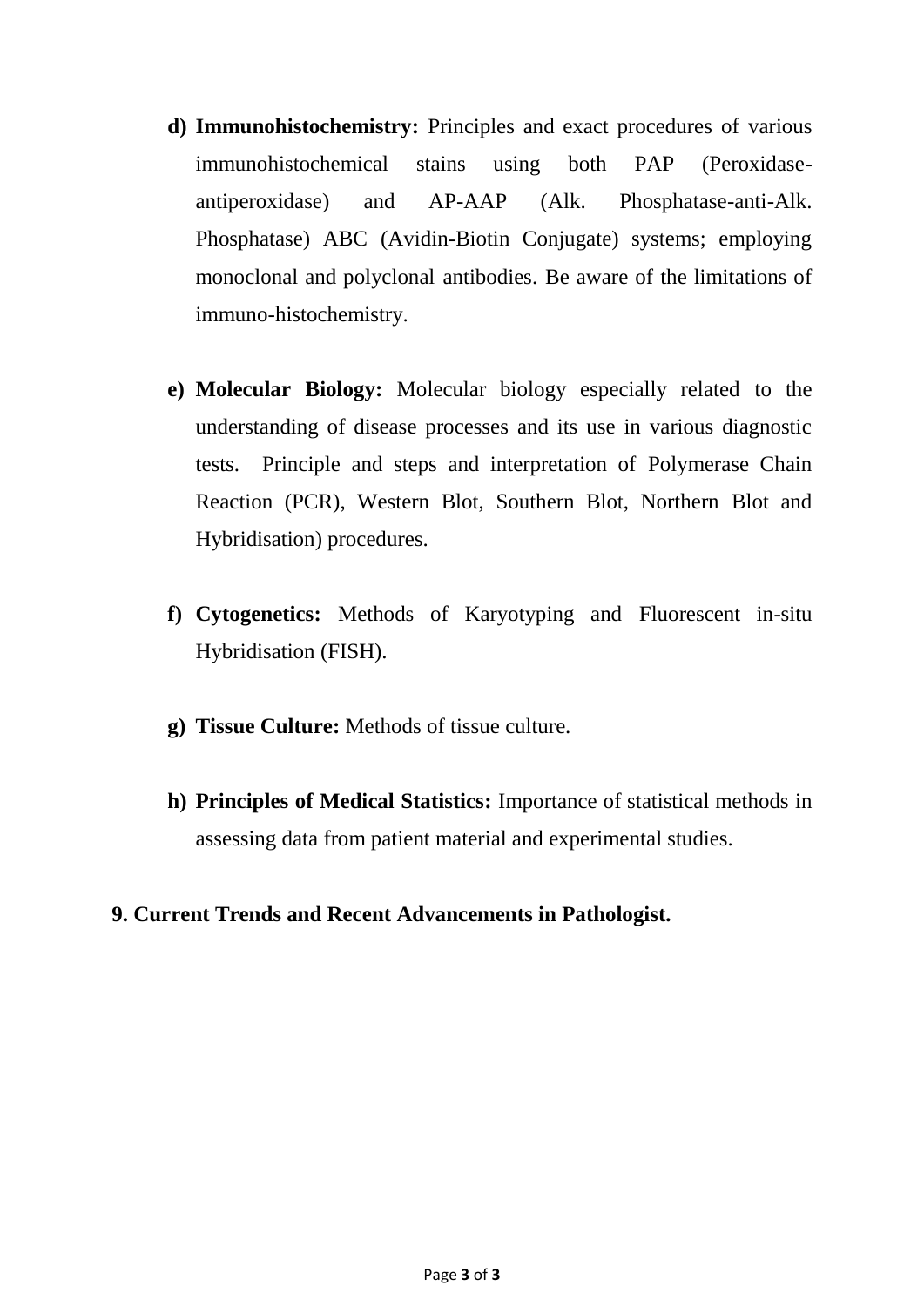d) **Immunohistochemistry:** Principles and exact procedures of various immunohistochemical stains using both PAP (Peroxidase-antiperoxidase) and AP-AAP (Alk. Phosphatase-anti-Alk. Phosphatase) ABC (Avidin-Biotin Conjugate) systems; employing monoclonal and polyclonal antibodies. Be aware of the limitations of immuno-histochemistry.

e) **Molecular Biology:** Molecular biology especially related to the understanding of disease processes and its use in various diagnostic tests. Principle and steps and interpretation of Polymerase Chain Reaction (PCR), Western Blot, Southern Blot, Northern Blot and Hybridisation) procedures.

f) **Cytogenetics:** Methods of Karyotyping and Fluorescent in-situ Hybridisation (FISH).

g) **Tissue Culture:** Methods of tissue culture.

h) **Principles of Medical Statistics:** Importance of statistical methods in assessing data from patient material and experimental studies.

**9. Current Trends and Recent Advancements in Pathologist.**